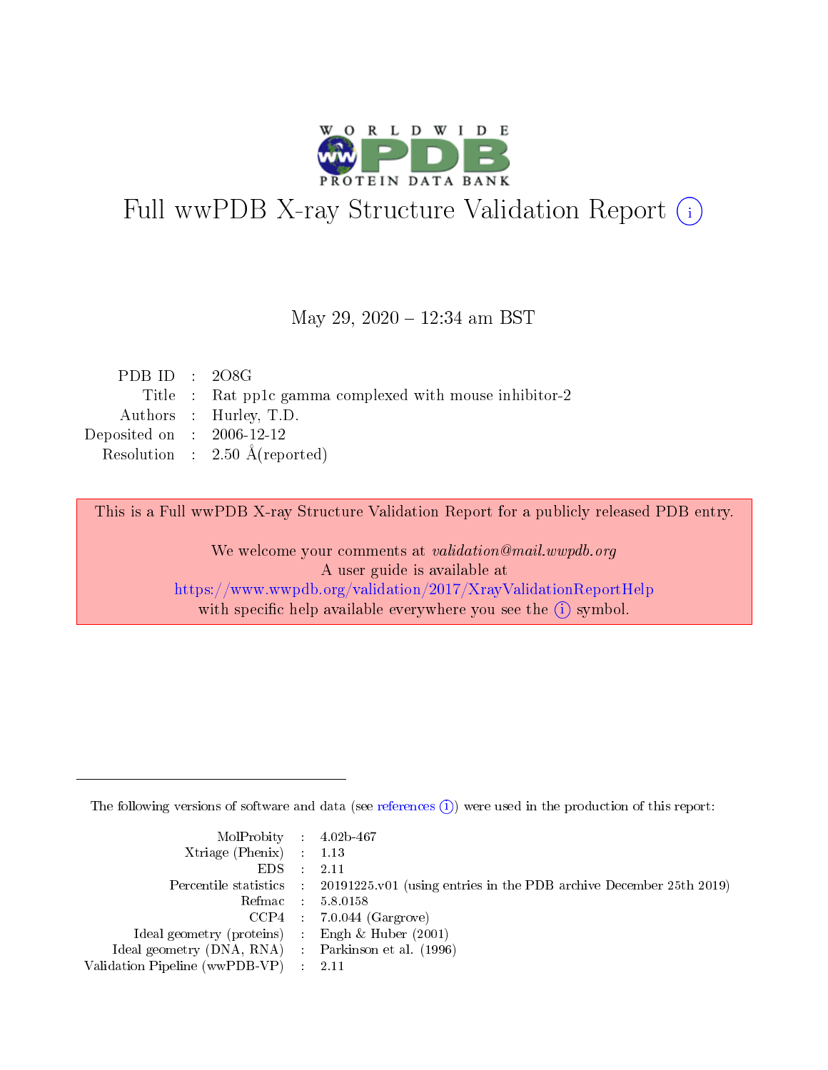# Full wwPDB X-ray Structure Validation Report (i)

May 29, 2020 – 12:34 am BST

| | | |
|---|---|---|
| PDB ID | : | 2O8G |
| Title | : | Rat pp1c gamma complexed with mouse inhibitor-2 |
| Authors | : | Hurley, T.D. |
| Deposited on | : | 2006-12-12 |
| Resolution | : | 2.50 Å(reported) |

This is a Full wwPDB X-ray Structure Validation Report for a publicly released PDB entry.

We welcome your comments at *validation@mail.wwpdb.org*
A user guide is available at
https://www.wwpdb.org/validation/2017/XrayValidationReportHelp
with specific help available everywhere you see the (i) symbol.

---

The following versions of software and data (see references (i)) were used in the production of this report:

| | | |
|---|---|---|
| MolProbity | : | 4.02b-467 |
| Xtriage (Phenix) | : | 1.13 |
| EDS | : | 2.11 |
| Percentile statistics | : | 20191225.v01 (using entries in the PDB archive December 25th 2019) |
| Refmac | : | 5.8.0158 |
| CCP4 | : | 7.0.044 (Gargrove) |
| Ideal geometry (proteins) | : | Engh & Huber (2001) |
| Ideal geometry (DNA, RNA) | : | Parkinson et al. (1996) |
| Validation Pipeline (wwPDB-VP) | : | 2.11 |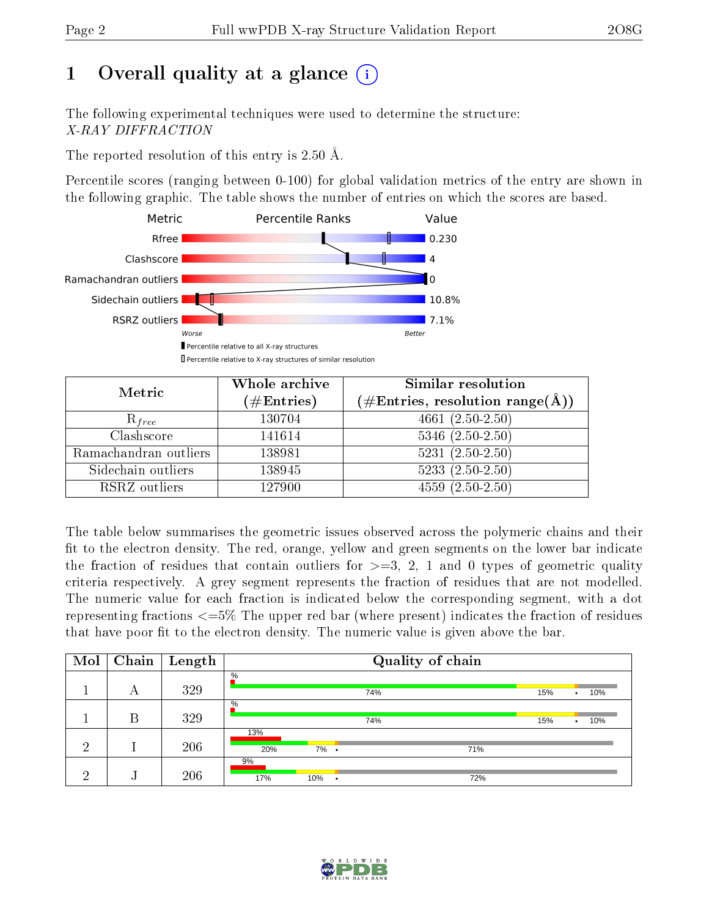# 1 Overall quality at a glance (i)

The following experimental techniques were used to determine the structure:
*X-RAY DIFFRACTION*

The reported resolution of this entry is 2.50 Å.

Percentile scores (ranging between 0-100) for global validation metrics of the entry are shown in the following graphic. The table shows the number of entries on which the scores are based.

| Metric | Value |
|---|---|
| Rfree | 0.230 |
| Clashscore | 4 |
| Ramachandran outliers | 0 |
| Sidechain outliers | 10.8% |
| RSRZ outliers | 7.1% |

Worse — Better

▮ Percentile relative to all X-ray structures
▯ Percentile relative to X-ray structures of similar resolution

| Metric | Whole archive (#Entries) | Similar resolution (#Entries, resolution range(Å)) |
|---|---|---|
| $R_{free}$ | 130704 | 4661 (2.50-2.50) |
| Clashscore | 141614 | 5346 (2.50-2.50) |
| Ramachandran outliers | 138981 | 5231 (2.50-2.50) |
| Sidechain outliers | 138945 | 5233 (2.50-2.50) |
| RSRZ outliers | 127900 | 4559 (2.50-2.50) |

The table below summarises the geometric issues observed across the polymeric chains and their fit to the electron density. The red, orange, yellow and green segments on the lower bar indicate the fraction of residues that contain outliers for >=3, 2, 1 and 0 types of geometric quality criteria respectively. A grey segment represents the fraction of residues that are not modelled. The numeric value for each fraction is indicated below the corresponding segment, with a dot representing fractions <=5% The upper red bar (where present) indicates the fraction of residues that have poor fit to the electron density. The numeric value is given above the bar.

| Mol | Chain | Length | Quality of chain |
|---|---|---|---|
| 1 | A | 329 | %; 74%, 15%, •, 10% |
| 1 | B | 329 | %; 74%, 15%, •, 10% |
| 2 | I | 206 | 13%; 20%, 7%, •, 71% |
| 2 | J | 206 | 9%; 17%, 10%, •, 72% |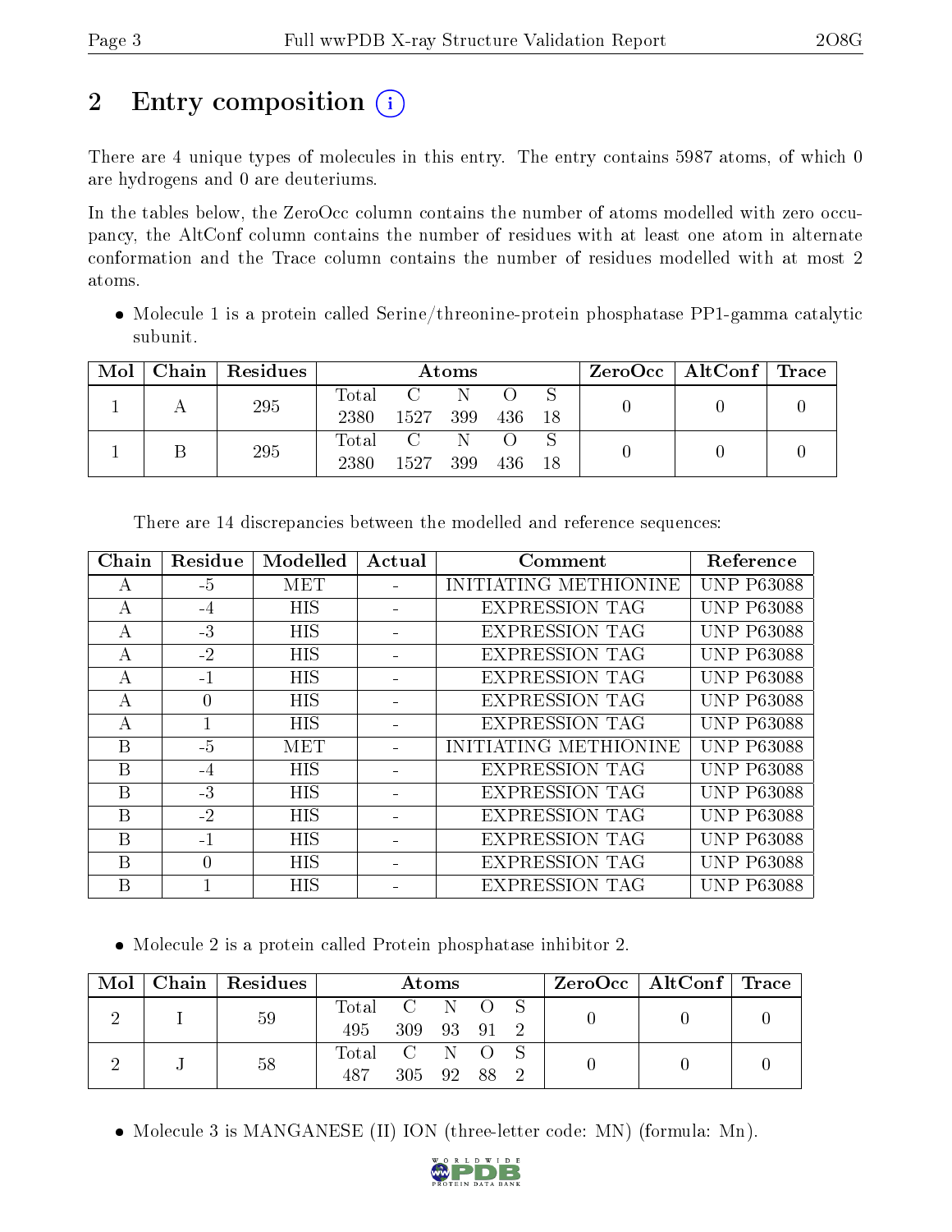# 2 Entry composition (i)

There are 4 unique types of molecules in this entry. The entry contains 5987 atoms, of which 0 are hydrogens and 0 are deuteriums.

In the tables below, the ZeroOcc column contains the number of atoms modelled with zero occupancy, the AltConf column contains the number of residues with at least one atom in alternate conformation and the Trace column contains the number of residues modelled with at most 2 atoms.

- Molecule 1 is a protein called Serine/threonine-protein phosphatase PP1-gamma catalytic subunit.

| Mol | Chain | Residues | Atoms | | | | | ZeroOcc | AltConf | Trace |
|---|---|---|---|---|---|---|---|---|---|---|
| 1 | A | 295 | Total<br>2380 | C<br>1527 | N<br>399 | O<br>436 | S<br>18 | 0 | 0 | 0 |
| 1 | B | 295 | Total<br>2380 | C<br>1527 | N<br>399 | O<br>436 | S<br>18 | 0 | 0 | 0 |

There are 14 discrepancies between the modelled and reference sequences:

| Chain | Residue | Modelled | Actual | Comment | Reference |
|---|---|---|---|---|---|
| A | -5 | MET | - | INITIATING METHIONINE | UNP P63088 |
| A | -4 | HIS | - | EXPRESSION TAG | UNP P63088 |
| A | -3 | HIS | - | EXPRESSION TAG | UNP P63088 |
| A | -2 | HIS | - | EXPRESSION TAG | UNP P63088 |
| A | -1 | HIS | - | EXPRESSION TAG | UNP P63088 |
| A | 0 | HIS | - | EXPRESSION TAG | UNP P63088 |
| A | 1 | HIS | - | EXPRESSION TAG | UNP P63088 |
| B | -5 | MET | - | INITIATING METHIONINE | UNP P63088 |
| B | -4 | HIS | - | EXPRESSION TAG | UNP P63088 |
| B | -3 | HIS | - | EXPRESSION TAG | UNP P63088 |
| B | -2 | HIS | - | EXPRESSION TAG | UNP P63088 |
| B | -1 | HIS | - | EXPRESSION TAG | UNP P63088 |
| B | 0 | HIS | - | EXPRESSION TAG | UNP P63088 |
| B | 1 | HIS | - | EXPRESSION TAG | UNP P63088 |

- Molecule 2 is a protein called Protein phosphatase inhibitor 2.

| Mol | Chain | Residues | Atoms | | | | | ZeroOcc | AltConf | Trace |
|---|---|---|---|---|---|---|---|---|---|---|
| 2 | I | 59 | Total<br>495 | C<br>309 | N<br>93 | O<br>91 | S<br>2 | 0 | 0 | 0 |
| 2 | J | 58 | Total<br>487 | C<br>305 | N<br>92 | O<br>88 | S<br>2 | 0 | 0 | 0 |

- Molecule 3 is MANGANESE (II) ION (three-letter code: MN) (formula: Mn).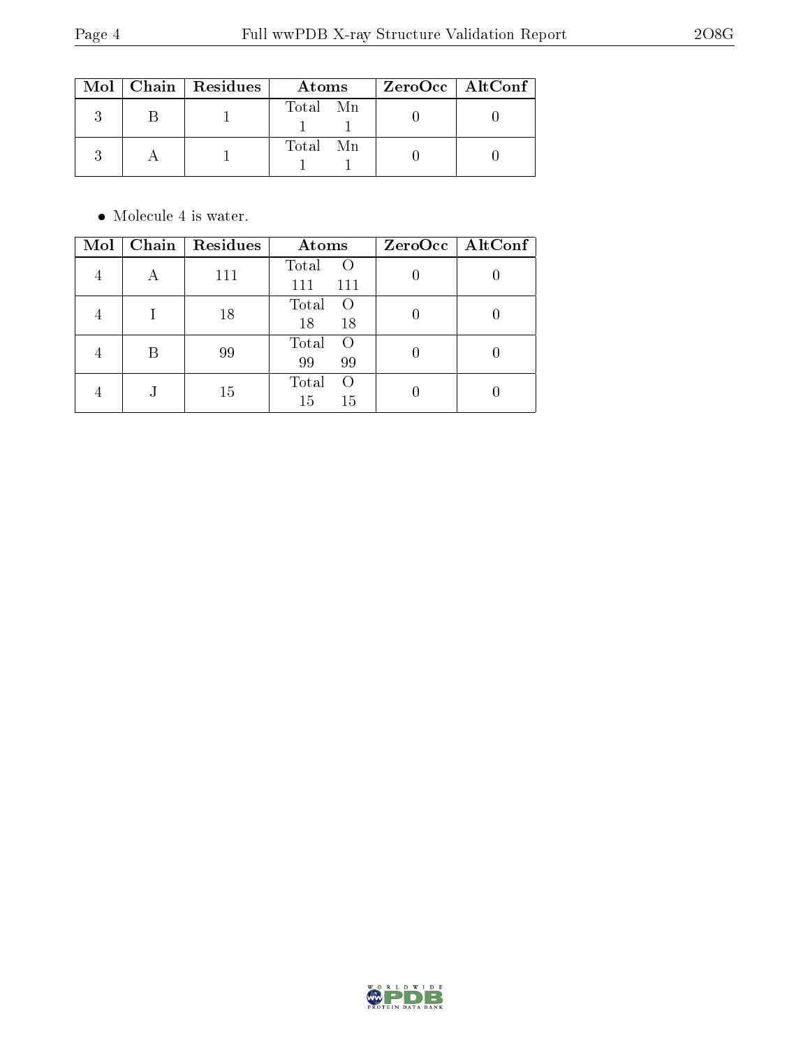| Mol | Chain | Residues | Atoms | | ZeroOcc | AltConf |
|---|---|---|---|---|---|---|
| | | | Total | Mn | | |
| 3 | B | 1 | 1 | 1 | 0 | 0 |
| | | | Total | Mn | | |
| 3 | A | 1 | 1 | 1 | 0 | 0 |

- Molecule 4 is water.

| Mol | Chain | Residues | Atoms | | ZeroOcc | AltConf |
|---|---|---|---|---|---|---|
| | | | Total | O | | |
| 4 | A | 111 | 111 | 111 | 0 | 0 |
| | | | Total | O | | |
| 4 | I | 18 | 18 | 18 | 0 | 0 |
| | | | Total | O | | |
| 4 | B | 99 | 99 | 99 | 0 | 0 |
| | | | Total | O | | |
| 4 | J | 15 | 15 | 15 | 0 | 0 |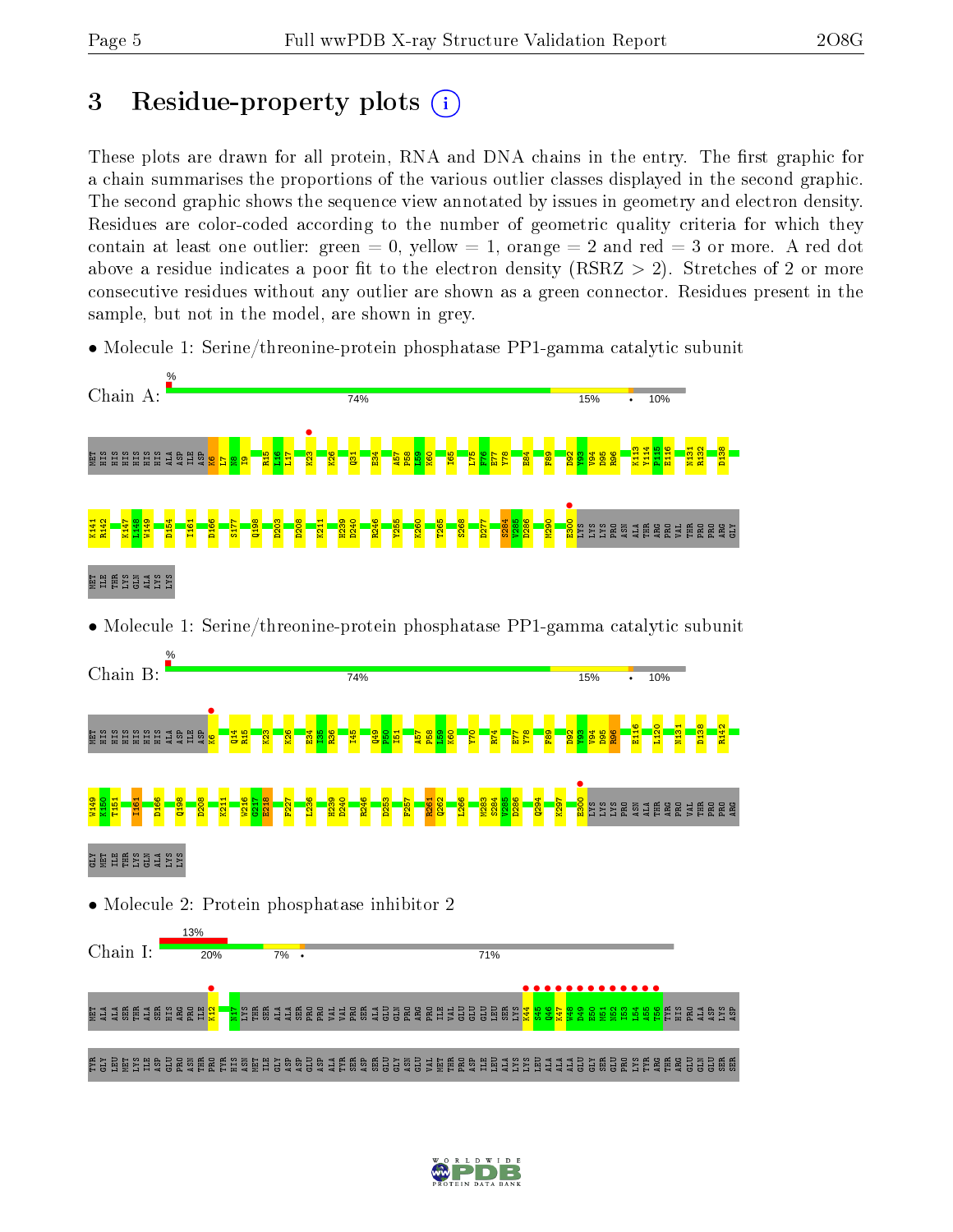# 3 Residue-property plots

These plots are drawn for all protein, RNA and DNA chains in the entry. The first graphic for a chain summarises the proportions of the various outlier classes displayed in the second graphic. The second graphic shows the sequence view annotated by issues in geometry and electron density. Residues are color-coded according to the number of geometric quality criteria for which they contain at least one outlier: green = 0, yellow = 1, orange = 2 and red = 3 or more. A red dot above a residue indicates a poor fit to the electron density (RSRZ > 2). Stretches of 2 or more consecutive residues without any outlier are shown as a green connector. Residues present in the sample, but not in the model, are shown in grey.

- Molecule 1: Serine/threonine-protein phosphatase PP1-gamma catalytic subunit

Chain A: % 74% 15% • 10%

MET HIS HIS HIS HIS HIS HIS ALA ASP ILE ASP K6 L7 N8 I9 R15 L16 L17 K23 K26 Q31 E34 A57 P58 L59 K60 I65 L75 F76 E77 Y78 E84 F89 D92 Y93 V94 D95 R96 K113 Y114 F115 E116 N131 R132 D138 K141 R142 K147 L148 W149 D154 I161 D166 S177 Q198 D203 D208 K211 H239 D240 R246 Y255 K260 T265 S268 D277 S284 V285 D286 M290 E300 LYS LYS PRO ASN ALA THR ARG PRO VAL THR PRO PRO ARG GLY MET ILE THR LYS GLN ALA LYS LYS

- Molecule 1: Serine/threonine-protein phosphatase PP1-gamma catalytic subunit

Chain B: % 74% 15% • 10%

MET HIS HIS HIS HIS HIS HIS ALA ASP ILE ASP K6 Q14 R15 K23 K26 E34 I35 R36 I45 Q49 P50 I51 A57 P58 L59 K60 Y70 R74 E77 Y78 F89 D92 Y93 V94 D95 R96 E116 L120 N131 D138 R142 W149 K150 T151 I161 D166 Q198 D208 K211 W216 G217 E218 F227 I236 H239 D240 R246 D253 F257 R261 Q262 L266 M283 S284 V285 D286 Q294 K297 E300 LYS LYS PRO ASN ALA THR ARG PRO VAL THR PRO PRO ARG GLY MET ILE THR LYS GLN ALA LYS LYS

- Molecule 2: Protein phosphatase inhibitor 2

Chain I: 13% 20% 7% • 71%

MET ALA ALA SER THR ALA SER HIS ARG PRO ILE K12 N17 LYS THR SER ALA ALA SER PRO PRO VAL VAL PRO SER ALA GLU GLN PRO ARG PRO ILE VAL GLU GLU GLU LEU SER LYS K44 S45 Q46 K47 W48 D49 E50 M51 N52 I53 L54 A55 T56 TYR HIS PRO ALA ASP LYS ASP TYR GLY LEU MET LYS ILE ASP GLU PRO ASN THR PRO TYR HIS ASN MET ILE GLY ASP ASP GLU ASP ALA TYR SER ASP SER GLU GLY ASN GLU VAL MET THR PRO ASP ILE LEU ALA LYS LYS LEU ALA ALA ALA GLU GLY SER GLU PRO LYS TYR ARG THR ARG GLU GLN GLU SER SER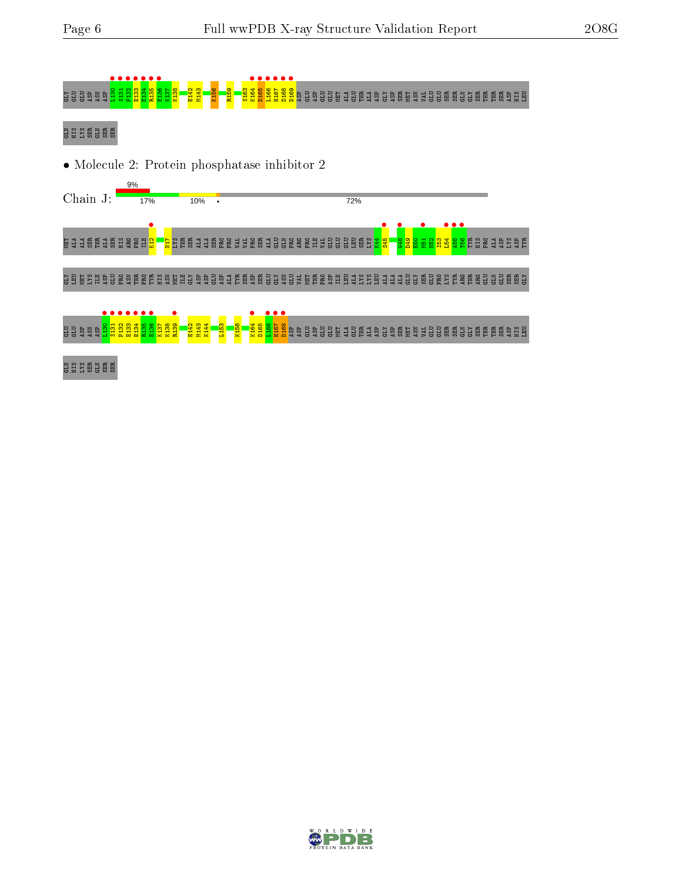GLY GLU GLU ASP ASN ASP L130 S131 P132 E133 E134 R135 E136 K137 K138 E142 M143 K156 R159 S163 K164 D165 L166 H167 D168 D169 ASP GLU ASP GLU GLU MET ALA GLU THR ALA ASP GLY ASP SER MET ASN VAL GLU GLU SER SER GLN GLY SER THR THR SER ASP HIS LEU

GLN HIS LYS SER GLN SER SER

- Molecule 2: Protein phosphatase inhibitor 2

Chain J: 9% | 17% | 10% | • | 72%

MET ALA ALA SER THR ALA SER HIS ARG PRO ILE K12 N17 LYS THR SER ALA ALA SER PRO PRO VAL VAL PRO SER ALA GLU GLN PRO ARG PRO ILE VAL GLU GLU LEU SER LYS K44 S45 W48 D49 E50 M51 N52 I53 L54 A55 T56 TYR HIS PRO ALA ASP LYS ASP TYR

GLY LEU MET LYS ILE ASP GLU PRO ASN THR PRO TYR HIS ASN MET ILE GLY ASP ASP GLU ASP ALA TYR SER ASP SER GLU GLY ASN GLU VAL MET THR PRO ASP ILE LEU ALA LYS LYS LEU ALA ALA ALA GLU GLY SER GLU PRO LYS TYR ARG THR ARG GLU GLN GLU SER SER GLY

GLU GLU ASP ASN ASP L130 S131 P132 E133 E134 R135 E136 K137 K138 R139 E142 M143 K144 L153 K156 K164 D165 L166 H167 D168 ASP ASP GLU ASP GLU GLU MET ALA GLU THR ALA ASP GLY ASP SER MET ASN VAL GLU GLU SER SER GLN GLY SER THR THR SER ASP HIS LEU

GLN HIS LYS SER GLN SER SER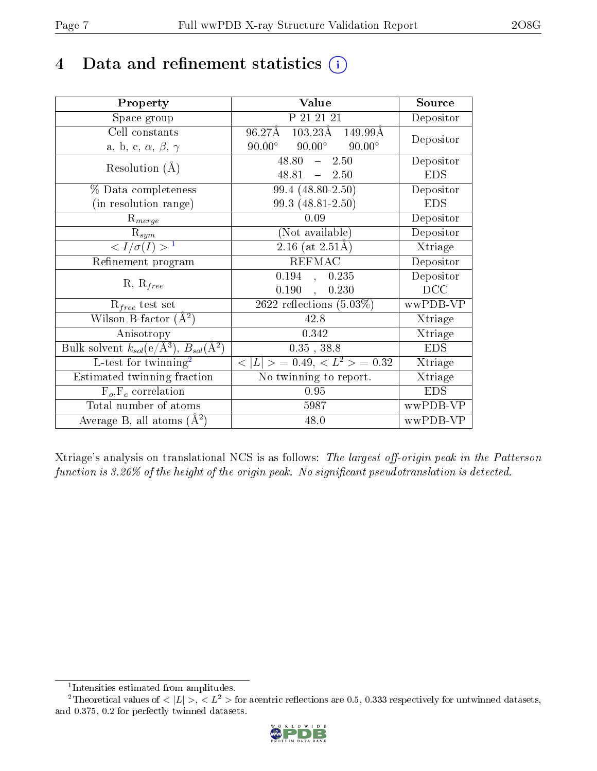# 4 Data and refinement statistics

| Property | Value | Source |
|---|---|---|
| Space group | P 21 21 21 | Depositor |
| Cell constants<br>a, b, c, $\alpha$, $\beta$, $\gamma$ | 96.27Å 103.23Å 149.99Å<br>90.00° 90.00° 90.00° | Depositor |
| Resolution (Å) | 48.80 – 2.50<br>48.81 – 2.50 | Depositor<br>EDS |
| % Data completeness<br>(in resolution range) | 99.4 (48.80-2.50)<br>99.3 (48.81-2.50) | Depositor<br>EDS |
| $R_{merge}$ | 0.09 | Depositor |
| $R_{sym}$ | (Not available) | Depositor |
| $< I/\sigma(I) >$ [1] | 2.16 (at 2.51Å) | Xtriage |
| Refinement program | REFMAC | Depositor |
| R, $R_{free}$ | 0.194 , 0.235<br>0.190 , 0.230 | Depositor<br>DCC |
| $R_{free}$ test set | 2622 reflections (5.03%) | wwPDB-VP |
| Wilson B-factor (Å$^2$) | 42.8 | Xtriage |
| Anisotropy | 0.342 | Xtriage |
| Bulk solvent $k_{sol}$(e/Å$^3$), $B_{sol}$(Å$^2$) | 0.35 , 38.8 | EDS |
| L-test for twinning[2] | $< \|L\| >$ = 0.49, $< L^2 >$ = 0.32 | Xtriage |
| Estimated twinning fraction | No twinning to report. | Xtriage |
| $F_o$,$F_c$ correlation | 0.95 | EDS |
| Total number of atoms | 5987 | wwPDB-VP |
| Average B, all atoms (Å$^2$) | 48.0 | wwPDB-VP |

Xtriage's analysis on translational NCS is as follows: *The largest off-origin peak in the Patterson function is 3.26% of the height of the origin peak. No significant pseudotranslation is detected.*

[1] Intensities estimated from amplitudes.

[2] Theoretical values of $< |L| >$, $< L^2 >$ for acentric reflections are 0.5, 0.333 respectively for untwinned datasets, and 0.375, 0.2 for perfectly twinned datasets.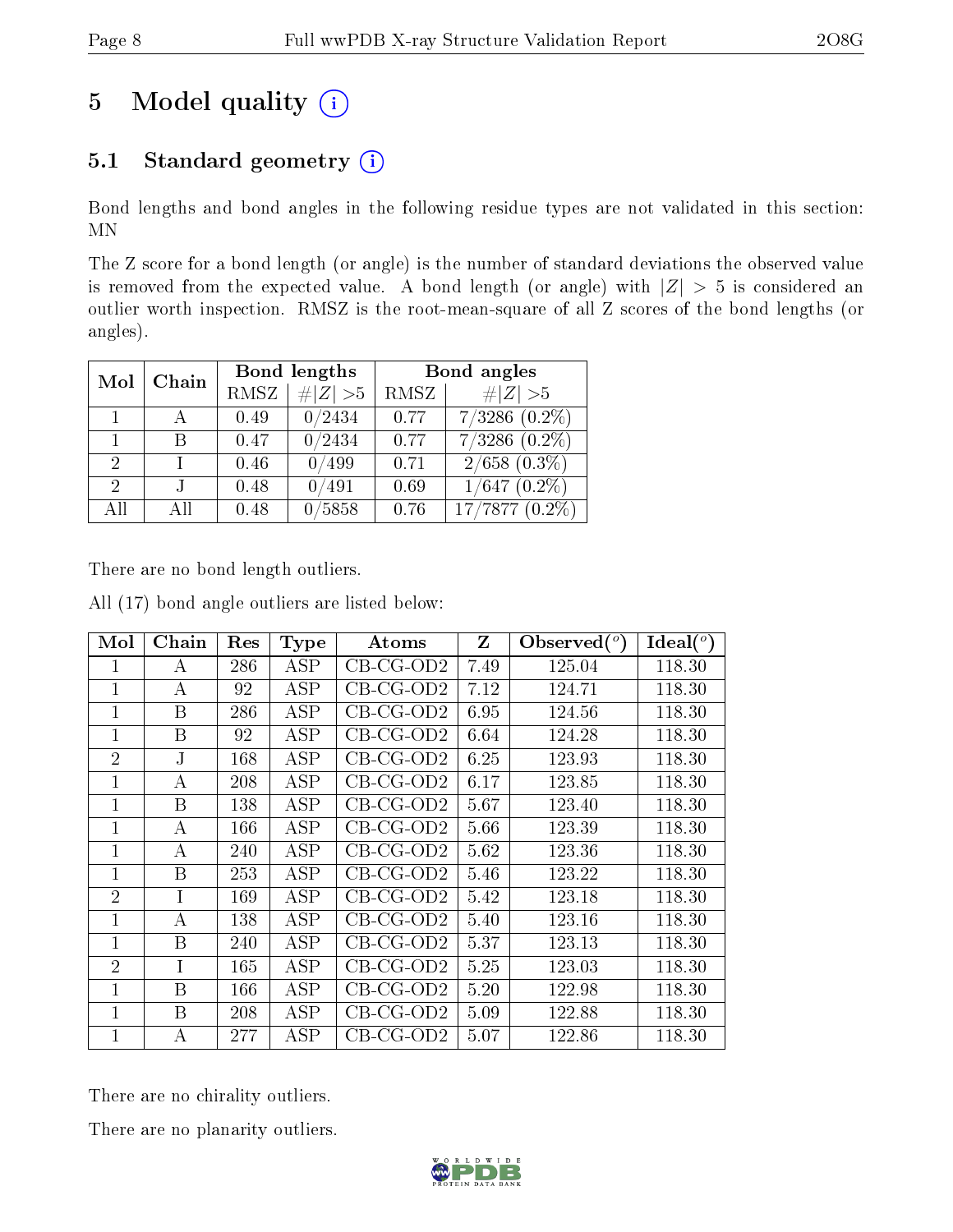# 5 Model quality (i)

## 5.1 Standard geometry (i)

Bond lengths and bond angles in the following residue types are not validated in this section: MN

The Z score for a bond length (or angle) is the number of standard deviations the observed value is removed from the expected value. A bond length (or angle) with $|Z| > 5$ is considered an outlier worth inspection. RMSZ is the root-mean-square of all Z scores of the bond lengths (or angles).

| Mol | Chain | Bond lengths | | Bond angles | |
|---|---|---|---|---|---|
| | | RMSZ | $\#\|Z\|>5$ | RMSZ | $\#\|Z\|>5$ |
| 1 | A | 0.49 | 0/2434 | 0.77 | 7/3286 (0.2%) |
| 1 | B | 0.47 | 0/2434 | 0.77 | 7/3286 (0.2%) |
| 2 | I | 0.46 | 0/499 | 0.71 | 2/658 (0.3%) |
| 2 | J | 0.48 | 0/491 | 0.69 | 1/647 (0.2%) |
| All | All | 0.48 | 0/5858 | 0.76 | 17/7877 (0.2%) |

There are no bond length outliers.

All (17) bond angle outliers are listed below:

| Mol | Chain | Res | Type | Atoms | Z | Observed(°) | Ideal(°) |
|---|---|---|---|---|---|---|---|
| 1 | A | 286 | ASP | CB-CG-OD2 | 7.49 | 125.04 | 118.30 |
| 1 | A | 92 | ASP | CB-CG-OD2 | 7.12 | 124.71 | 118.30 |
| 1 | B | 286 | ASP | CB-CG-OD2 | 6.95 | 124.56 | 118.30 |
| 1 | B | 92 | ASP | CB-CG-OD2 | 6.64 | 124.28 | 118.30 |
| 2 | J | 168 | ASP | CB-CG-OD2 | 6.25 | 123.93 | 118.30 |
| 1 | A | 208 | ASP | CB-CG-OD2 | 6.17 | 123.85 | 118.30 |
| 1 | B | 138 | ASP | CB-CG-OD2 | 5.67 | 123.40 | 118.30 |
| 1 | A | 166 | ASP | CB-CG-OD2 | 5.66 | 123.39 | 118.30 |
| 1 | A | 240 | ASP | CB-CG-OD2 | 5.62 | 123.36 | 118.30 |
| 1 | B | 253 | ASP | CB-CG-OD2 | 5.46 | 123.22 | 118.30 |
| 2 | I | 169 | ASP | CB-CG-OD2 | 5.42 | 123.18 | 118.30 |
| 1 | A | 138 | ASP | CB-CG-OD2 | 5.40 | 123.16 | 118.30 |
| 1 | B | 240 | ASP | CB-CG-OD2 | 5.37 | 123.13 | 118.30 |
| 2 | I | 165 | ASP | CB-CG-OD2 | 5.25 | 123.03 | 118.30 |
| 1 | B | 166 | ASP | CB-CG-OD2 | 5.20 | 122.98 | 118.30 |
| 1 | B | 208 | ASP | CB-CG-OD2 | 5.09 | 122.88 | 118.30 |
| 1 | A | 277 | ASP | CB-CG-OD2 | 5.07 | 122.86 | 118.30 |

There are no chirality outliers.

There are no planarity outliers.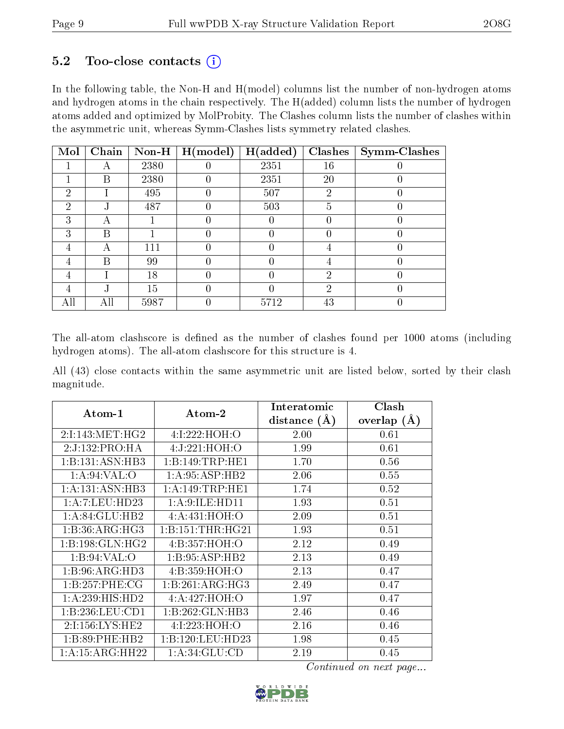### 5.2 Too-close contacts (i)

In the following table, the Non-H and H(model) columns list the number of non-hydrogen atoms and hydrogen atoms in the chain respectively. The H(added) column lists the number of hydrogen atoms added and optimized by MolProbity. The Clashes column lists the number of clashes within the asymmetric unit, whereas Symm-Clashes lists symmetry related clashes.

| Mol | Chain | Non-H | H(model) | H(added) | Clashes | Symm-Clashes |
|---|---|---|---|---|---|---|
| 1 | A | 2380 | 0 | 2351 | 16 | 0 |
| 1 | B | 2380 | 0 | 2351 | 20 | 0 |
| 2 | I | 495 | 0 | 507 | 2 | 0 |
| 2 | J | 487 | 0 | 503 | 5 | 0 |
| 3 | A | 1 | 0 | 0 | 0 | 0 |
| 3 | B | 1 | 0 | 0 | 0 | 0 |
| 4 | A | 111 | 0 | 0 | 4 | 0 |
| 4 | B | 99 | 0 | 0 | 4 | 0 |
| 4 | I | 18 | 0 | 0 | 2 | 0 |
| 4 | J | 15 | 0 | 0 | 2 | 0 |
| All | All | 5987 | 0 | 5712 | 43 | 0 |

The all-atom clashscore is defined as the number of clashes found per 1000 atoms (including hydrogen atoms). The all-atom clashscore for this structure is 4.

All (43) close contacts within the same asymmetric unit are listed below, sorted by their clash magnitude.

| Atom-1 | Atom-2 | Interatomic distance (Å) | Clash overlap (Å) |
|---|---|---|---|
| 2:I:143:MET:HG2 | 4:I:222:HOH:O | 2.00 | 0.61 |
| 2:J:132:PRO:HA | 4:J:221:HOH:O | 1.99 | 0.61 |
| 1:B:131:ASN:HB3 | 1:B:149:TRP:HE1 | 1.70 | 0.56 |
| 1:A:94:VAL:O | 1:A:95:ASP:HB2 | 2.06 | 0.55 |
| 1:A:131:ASN:HB3 | 1:A:149:TRP:HE1 | 1.74 | 0.52 |
| 1:A:7:LEU:HD23 | 1:A:9:ILE:HD11 | 1.93 | 0.51 |
| 1:A:84:GLU:HB2 | 4:A:431:HOH:O | 2.09 | 0.51 |
| 1:B:36:ARG:HG3 | 1:B:151:THR:HG21 | 1.93 | 0.51 |
| 1:B:198:GLN:HG2 | 4:B:357:HOH:O | 2.12 | 0.49 |
| 1:B:94:VAL:O | 1:B:95:ASP:HB2 | 2.13 | 0.49 |
| 1:B:96:ARG:HD3 | 4:B:359:HOH:O | 2.13 | 0.47 |
| 1:B:257:PHE:CG | 1:B:261:ARG:HG3 | 2.49 | 0.47 |
| 1:A:239:HIS:HD2 | 4:A:427:HOH:O | 1.97 | 0.47 |
| 1:B:236:LEU:CD1 | 1:B:262:GLN:HB3 | 2.46 | 0.46 |
| 2:I:156:LYS:HE2 | 4:I:223:HOH:O | 2.16 | 0.46 |
| 1:B:89:PHE:HB2 | 1:B:120:LEU:HD23 | 1.98 | 0.45 |
| 1:A:15:ARG:HH22 | 1:A:34:GLU:CD | 2.19 | 0.45 |

*Continued on next page...*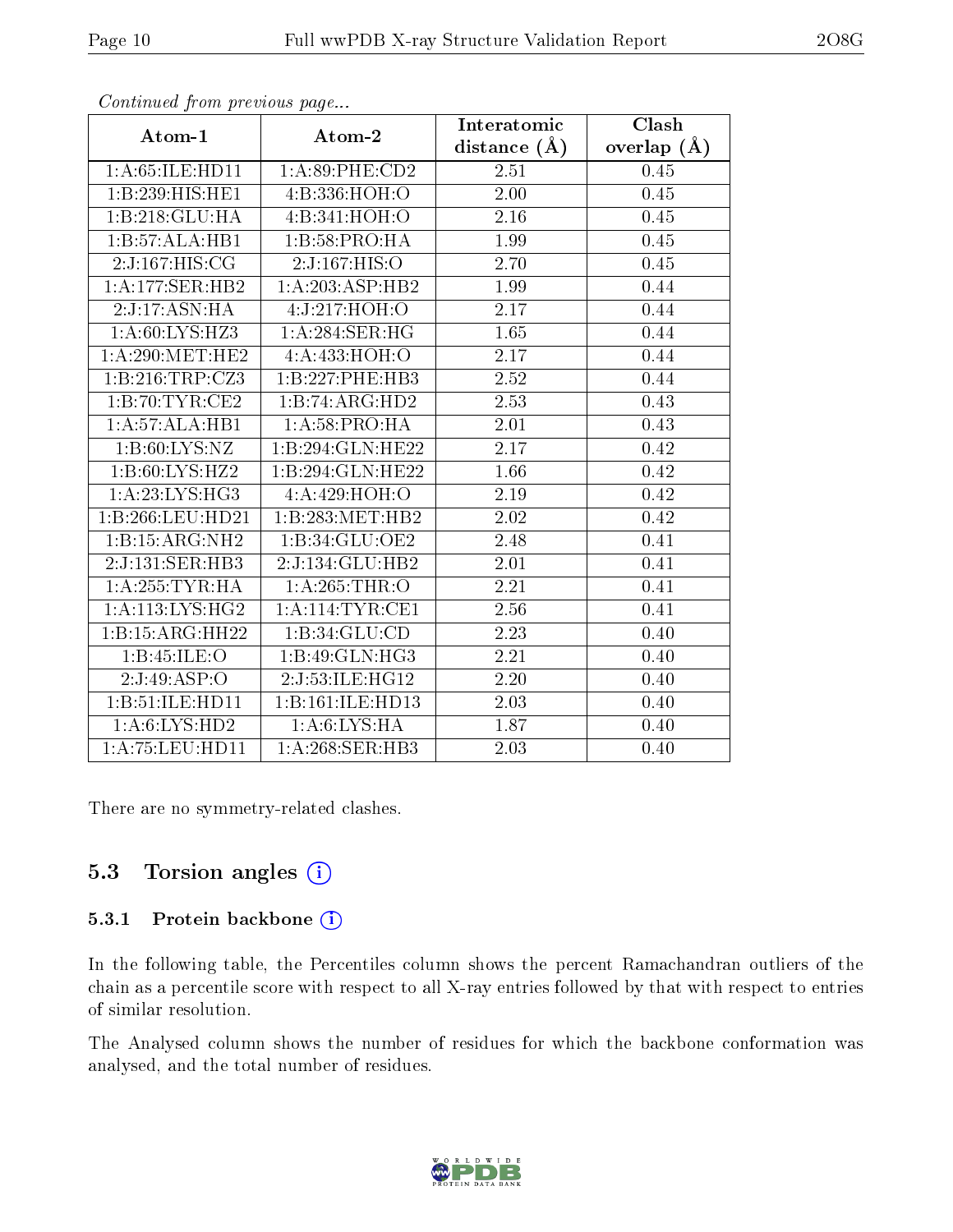*Continued from previous page...*

| Atom-1 | Atom-2 | Interatomic distance (Å) | Clash overlap (Å) |
|---|---|---|---|
| 1:A:65:ILE:HD11 | 1:A:89:PHE:CD2 | 2.51 | 0.45 |
| 1:B:239:HIS:HE1 | 4:B:336:HOH:O | 2.00 | 0.45 |
| 1:B:218:GLU:HA | 4:B:341:HOH:O | 2.16 | 0.45 |
| 1:B:57:ALA:HB1 | 1:B:58:PRO:HA | 1.99 | 0.45 |
| 2:J:167:HIS:CG | 2:J:167:HIS:O | 2.70 | 0.45 |
| 1:A:177:SER:HB2 | 1:A:203:ASP:HB2 | 1.99 | 0.44 |
| 2:J:17:ASN:HA | 4:J:217:HOH:O | 2.17 | 0.44 |
| 1:A:60:LYS:HZ3 | 1:A:284:SER:HG | 1.65 | 0.44 |
| 1:A:290:MET:HE2 | 4:A:433:HOH:O | 2.17 | 0.44 |
| 1:B:216:TRP:CZ3 | 1:B:227:PHE:HB3 | 2.52 | 0.44 |
| 1:B:70:TYR:CE2 | 1:B:74:ARG:HD2 | 2.53 | 0.43 |
| 1:A:57:ALA:HB1 | 1:A:58:PRO:HA | 2.01 | 0.43 |
| 1:B:60:LYS:NZ | 1:B:294:GLN:HE22 | 2.17 | 0.42 |
| 1:B:60:LYS:HZ2 | 1:B:294:GLN:HE22 | 1.66 | 0.42 |
| 1:A:23:LYS:HG3 | 4:A:429:HOH:O | 2.19 | 0.42 |
| 1:B:266:LEU:HD21 | 1:B:283:MET:HB2 | 2.02 | 0.42 |
| 1:B:15:ARG:NH2 | 1:B:34:GLU:OE2 | 2.48 | 0.41 |
| 2:J:131:SER:HB3 | 2:J:134:GLU:HB2 | 2.01 | 0.41 |
| 1:A:255:TYR:HA | 1:A:265:THR:O | 2.21 | 0.41 |
| 1:A:113:LYS:HG2 | 1:A:114:TYR:CE1 | 2.56 | 0.41 |
| 1:B:15:ARG:HH22 | 1:B:34:GLU:CD | 2.23 | 0.40 |
| 1:B:45:ILE:O | 1:B:49:GLN:HG3 | 2.21 | 0.40 |
| 2:J:49:ASP:O | 2:J:53:ILE:HG12 | 2.20 | 0.40 |
| 1:B:51:ILE:HD11 | 1:B:161:ILE:HD13 | 2.03 | 0.40 |
| 1:A:6:LYS:HD2 | 1:A:6:LYS:HA | 1.87 | 0.40 |
| 1:A:75:LEU:HD11 | 1:A:268:SER:HB3 | 2.03 | 0.40 |

There are no symmetry-related clashes.

## 5.3 Torsion angles

### 5.3.1 Protein backbone

In the following table, the Percentiles column shows the percent Ramachandran outliers of the chain as a percentile score with respect to all X-ray entries followed by that with respect to entries of similar resolution.

The Analysed column shows the number of residues for which the backbone conformation was analysed, and the total number of residues.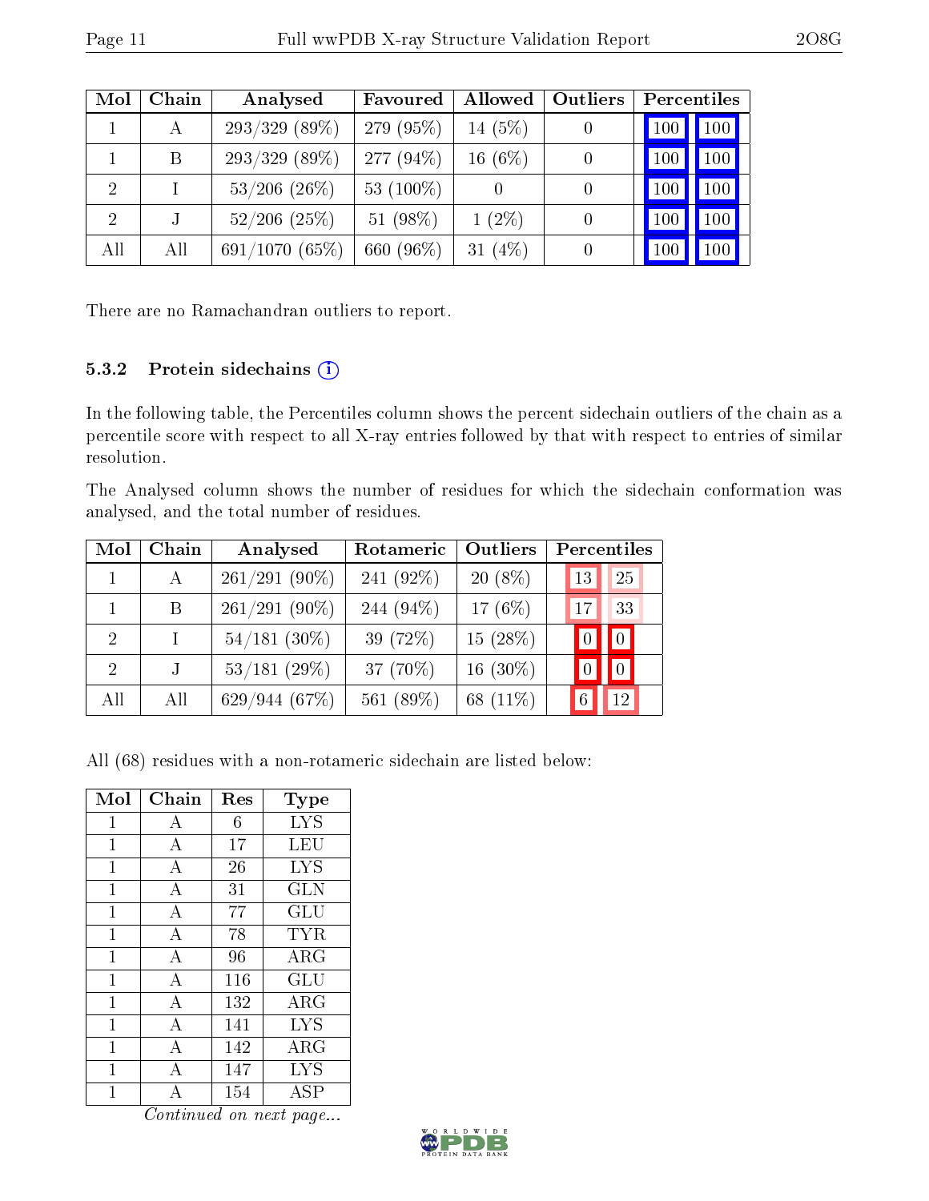| Mol | Chain | Analysed | Favoured | Allowed | Outliers | Percentiles | |
|---|---|---|---|---|---|---|---|
| 1 | A | 293/329 (89%) | 279 (95%) | 14 (5%) | 0 | 100 | 100 |
| 1 | B | 293/329 (89%) | 277 (94%) | 16 (6%) | 0 | 100 | 100 |
| 2 | I | 53/206 (26%) | 53 (100%) | 0 | 0 | 100 | 100 |
| 2 | J | 52/206 (25%) | 51 (98%) | 1 (2%) | 0 | 100 | 100 |
| All | All | 691/1070 (65%) | 660 (96%) | 31 (4%) | 0 | 100 | 100 |

There are no Ramachandran outliers to report.

### 5.3.2 Protein sidechains

In the following table, the Percentiles column shows the percent sidechain outliers of the chain as a percentile score with respect to all X-ray entries followed by that with respect to entries of similar resolution.

The Analysed column shows the number of residues for which the sidechain conformation was analysed, and the total number of residues.

| Mol | Chain | Analysed | Rotameric | Outliers | Percentiles | |
|---|---|---|---|---|---|---|
| 1 | A | 261/291 (90%) | 241 (92%) | 20 (8%) | 13 | 25 |
| 1 | B | 261/291 (90%) | 244 (94%) | 17 (6%) | 17 | 33 |
| 2 | I | 54/181 (30%) | 39 (72%) | 15 (28%) | 0 | 0 |
| 2 | J | 53/181 (29%) | 37 (70%) | 16 (30%) | 0 | 0 |
| All | All | 629/944 (67%) | 561 (89%) | 68 (11%) | 6 | 12 |

All (68) residues with a non-rotameric sidechain are listed below:

| Mol | Chain | Res | Type |
|---|---|---|---|
| 1 | A | 6 | LYS |
| 1 | A | 17 | LEU |
| 1 | A | 26 | LYS |
| 1 | A | 31 | GLN |
| 1 | A | 77 | GLU |
| 1 | A | 78 | TYR |
| 1 | A | 96 | ARG |
| 1 | A | 116 | GLU |
| 1 | A | 132 | ARG |
| 1 | A | 141 | LYS |
| 1 | A | 142 | ARG |
| 1 | A | 147 | LYS |
| 1 | A | 154 | ASP |

*Continued on next page...*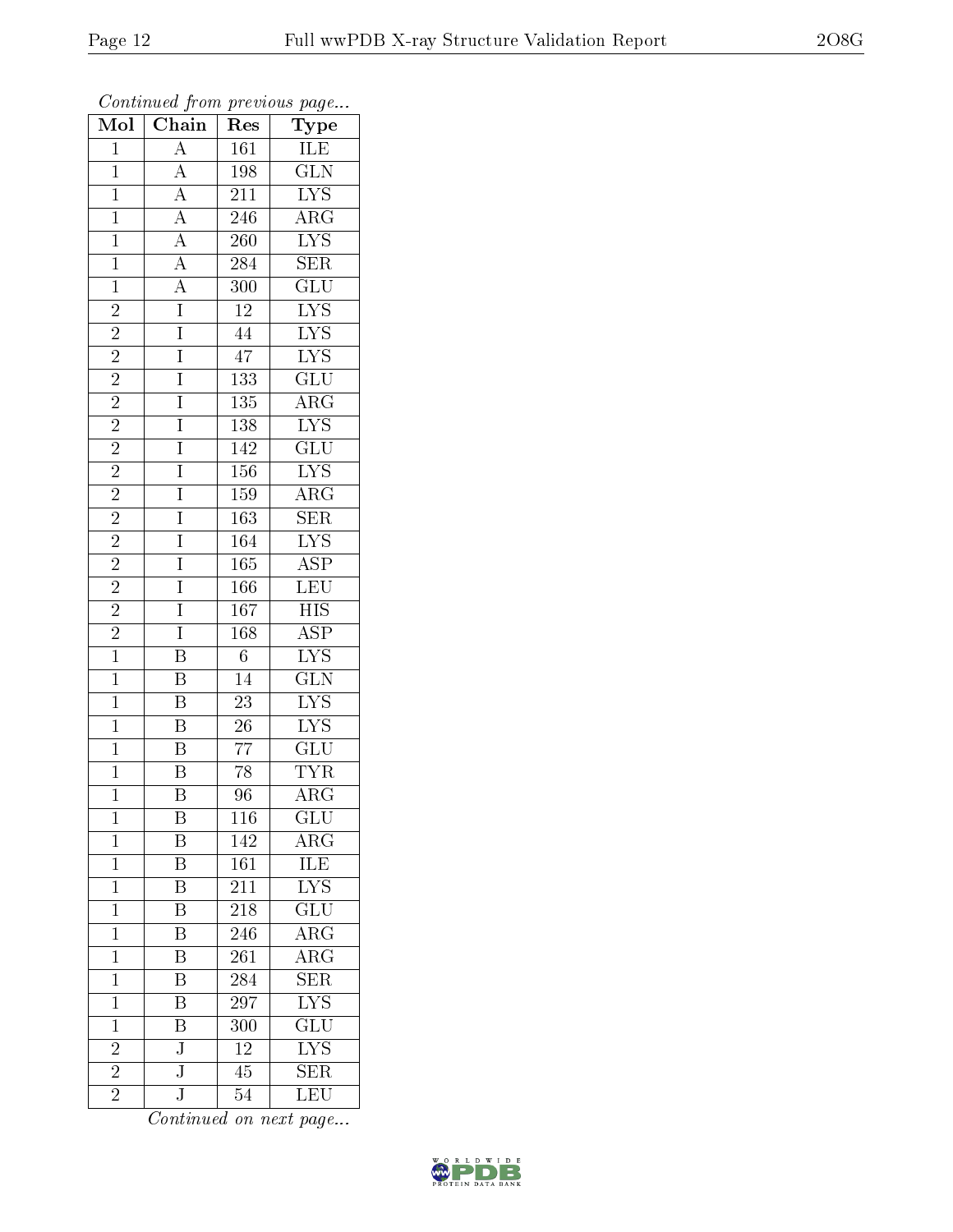*Continued from previous page...*

| Mol | Chain | Res | Type |
|---|---|---|---|
| 1 | A | 161 | ILE |
| 1 | A | 198 | GLN |
| 1 | A | 211 | LYS |
| 1 | A | 246 | ARG |
| 1 | A | 260 | LYS |
| 1 | A | 284 | SER |
| 1 | A | 300 | GLU |
| 2 | I | 12 | LYS |
| 2 | I | 44 | LYS |
| 2 | I | 47 | LYS |
| 2 | I | 133 | GLU |
| 2 | I | 135 | ARG |
| 2 | I | 138 | LYS |
| 2 | I | 142 | GLU |
| 2 | I | 156 | LYS |
| 2 | I | 159 | ARG |
| 2 | I | 163 | SER |
| 2 | I | 164 | LYS |
| 2 | I | 165 | ASP |
| 2 | I | 166 | LEU |
| 2 | I | 167 | HIS |
| 2 | I | 168 | ASP |
| 1 | B | 6 | LYS |
| 1 | B | 14 | GLN |
| 1 | B | 23 | LYS |
| 1 | B | 26 | LYS |
| 1 | B | 77 | GLU |
| 1 | B | 78 | TYR |
| 1 | B | 96 | ARG |
| 1 | B | 116 | GLU |
| 1 | B | 142 | ARG |
| 1 | B | 161 | ILE |
| 1 | B | 211 | LYS |
| 1 | B | 218 | GLU |
| 1 | B | 246 | ARG |
| 1 | B | 261 | ARG |
| 1 | B | 284 | SER |
| 1 | B | 297 | LYS |
| 1 | B | 300 | GLU |
| 2 | J | 12 | LYS |
| 2 | J | 45 | SER |
| 2 | J | 54 | LEU |

*Continued on next page...*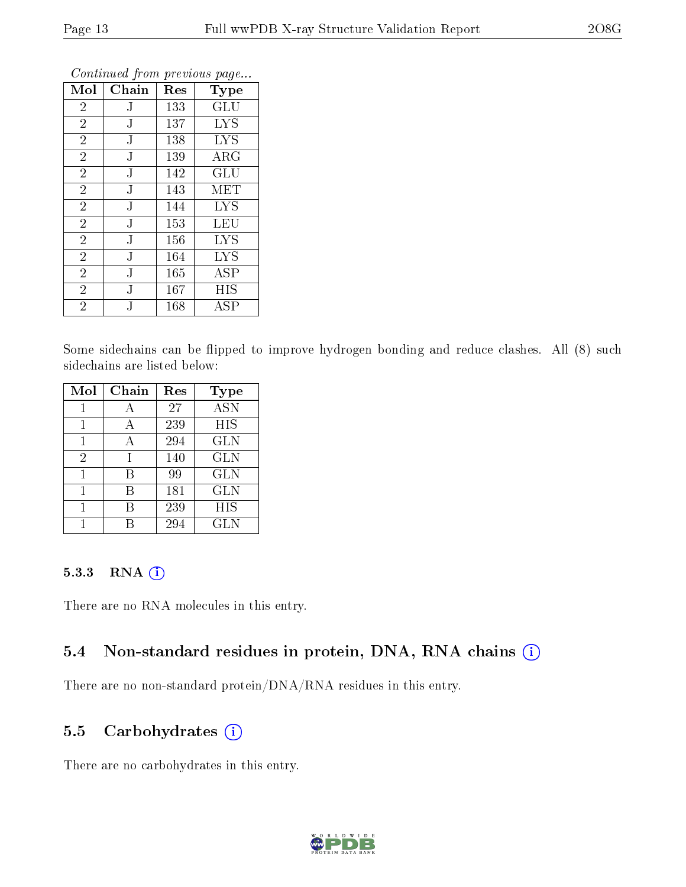*Continued from previous page...*

| Mol | Chain | Res | Type |
|---|---|---|---|
| 2 | J | 133 | GLU |
| 2 | J | 137 | LYS |
| 2 | J | 138 | LYS |
| 2 | J | 139 | ARG |
| 2 | J | 142 | GLU |
| 2 | J | 143 | MET |
| 2 | J | 144 | LYS |
| 2 | J | 153 | LEU |
| 2 | J | 156 | LYS |
| 2 | J | 164 | LYS |
| 2 | J | 165 | ASP |
| 2 | J | 167 | HIS |
| 2 | J | 168 | ASP |

Some sidechains can be flipped to improve hydrogen bonding and reduce clashes. All (8) such sidechains are listed below:

| Mol | Chain | Res | Type |
|---|---|---|---|
| 1 | A | 27 | ASN |
| 1 | A | 239 | HIS |
| 1 | A | 294 | GLN |
| 2 | I | 140 | GLN |
| 1 | B | 99 | GLN |
| 1 | B | 181 | GLN |
| 1 | B | 239 | HIS |
| 1 | B | 294 | GLN |

#### 5.3.3 RNA

There are no RNA molecules in this entry.

### 5.4 Non-standard residues in protein, DNA, RNA chains

There are no non-standard protein/DNA/RNA residues in this entry.

### 5.5 Carbohydrates

There are no carbohydrates in this entry.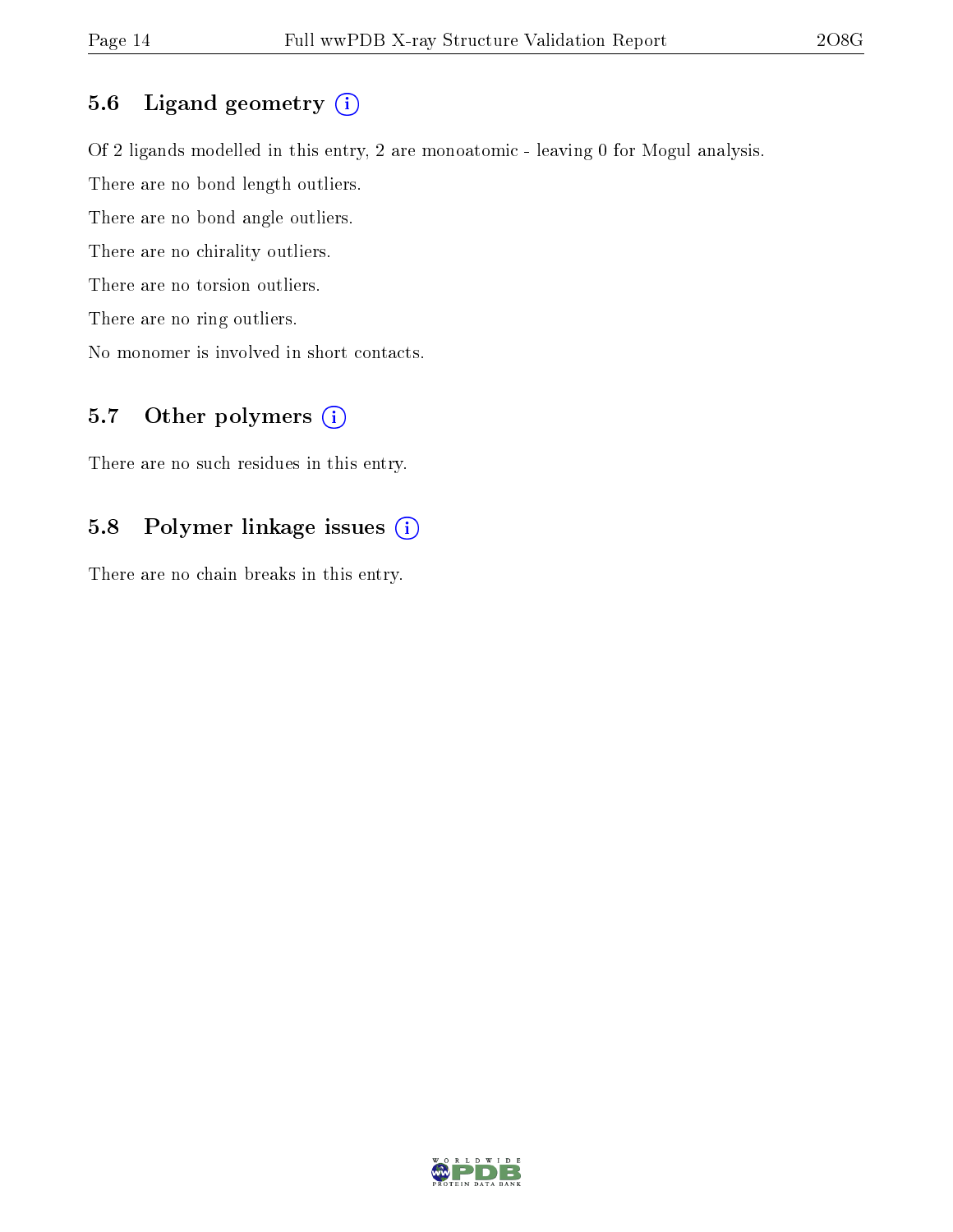## 5.6 Ligand geometry (i)

Of 2 ligands modelled in this entry, 2 are monoatomic - leaving 0 for Mogul analysis.

There are no bond length outliers.

There are no bond angle outliers.

There are no chirality outliers.

There are no torsion outliers.

There are no ring outliers.

No monomer is involved in short contacts.

## 5.7 Other polymers (i)

There are no such residues in this entry.

## 5.8 Polymer linkage issues (i)

There are no chain breaks in this entry.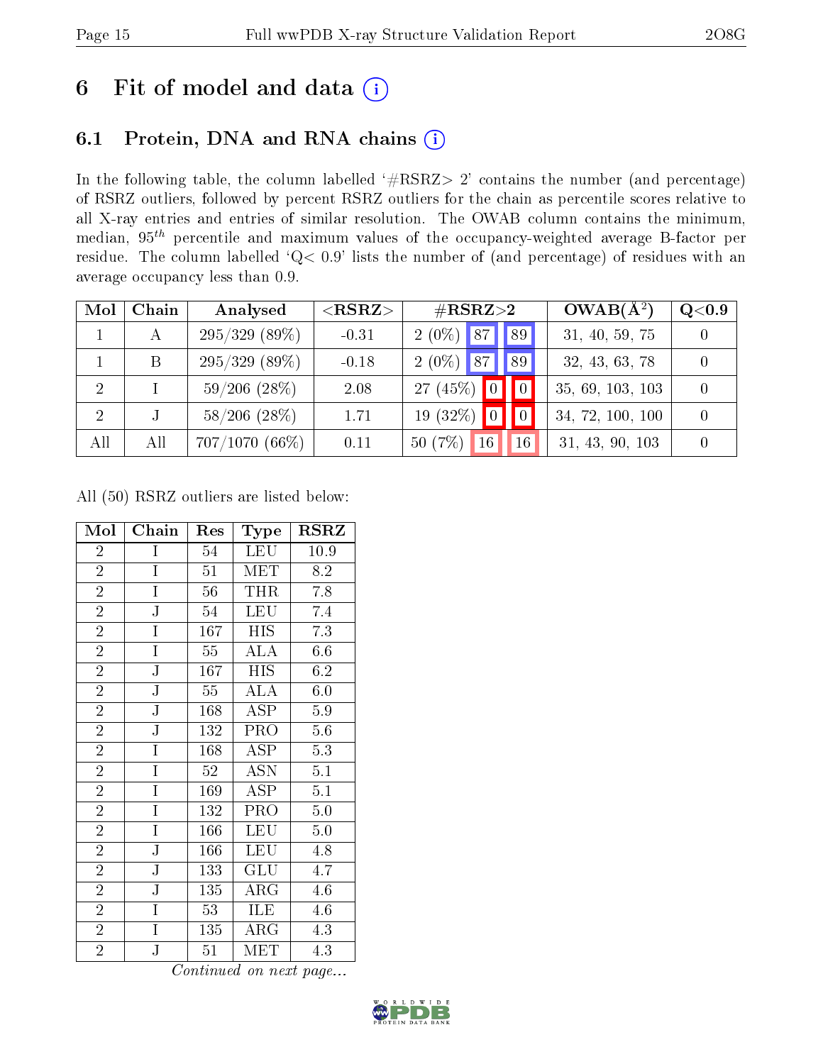# 6 Fit of model and data (i)

## 6.1 Protein, DNA and RNA chains (i)

In the following table, the column labelled '#RSRZ> 2' contains the number (and percentage) of RSRZ outliers, followed by percent RSRZ outliers for the chain as percentile scores relative to all X-ray entries and entries of similar resolution. The OWAB column contains the minimum, median, $95^{th}$ percentile and maximum values of the occupancy-weighted average B-factor per residue. The column labelled 'Q< 0.9' lists the number of (and percentage) of residues with an average occupancy less than 0.9.

| Mol | Chain | Analysed | <RSRZ> | #RSRZ>2 | | | OWAB(Å$^2$) | Q<0.9 |
|---|---|---|---|---|---|---|---|---|
| 1 | A | 295/329 (89%) | -0.31 | 2 (0%) | 87 | 89 | 31, 40, 59, 75 | 0 |
| 1 | B | 295/329 (89%) | -0.18 | 2 (0%) | 87 | 89 | 32, 43, 63, 78 | 0 |
| 2 | I | 59/206 (28%) | 2.08 | 27 (45%) | 0 | 0 | 35, 69, 103, 103 | 0 |
| 2 | J | 58/206 (28%) | 1.71 | 19 (32%) | 0 | 0 | 34, 72, 100, 100 | 0 |
| All | All | 707/1070 (66%) | 0.11 | 50 (7%) | 16 | 16 | 31, 43, 90, 103 | 0 |

All (50) RSRZ outliers are listed below:

| Mol | Chain | Res | Type | RSRZ |
|---|---|---|---|---|
| 2 | I | 54 | LEU | 10.9 |
| 2 | I | 51 | MET | 8.2 |
| 2 | I | 56 | THR | 7.8 |
| 2 | J | 54 | LEU | 7.4 |
| 2 | I | 167 | HIS | 7.3 |
| 2 | I | 55 | ALA | 6.6 |
| 2 | J | 167 | HIS | 6.2 |
| 2 | J | 55 | ALA | 6.0 |
| 2 | J | 168 | ASP | 5.9 |
| 2 | J | 132 | PRO | 5.6 |
| 2 | I | 168 | ASP | 5.3 |
| 2 | I | 52 | ASN | 5.1 |
| 2 | I | 169 | ASP | 5.1 |
| 2 | I | 132 | PRO | 5.0 |
| 2 | I | 166 | LEU | 5.0 |
| 2 | J | 166 | LEU | 4.8 |
| 2 | J | 133 | GLU | 4.7 |
| 2 | J | 135 | ARG | 4.6 |
| 2 | I | 53 | ILE | 4.6 |
| 2 | I | 135 | ARG | 4.3 |
| 2 | J | 51 | MET | 4.3 |

*Continued on next page...*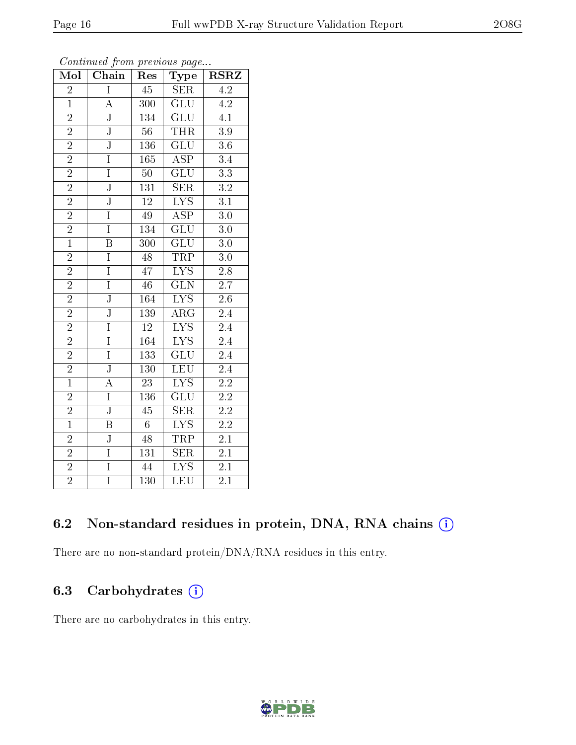*Continued from previous page...*

| Mol | Chain | Res | Type | RSRZ |
|---|---|---|---|---|
| 2 | I | 45 | SER | 4.2 |
| 1 | A | 300 | GLU | 4.2 |
| 2 | J | 134 | GLU | 4.1 |
| 2 | J | 56 | THR | 3.9 |
| 2 | J | 136 | GLU | 3.6 |
| 2 | I | 165 | ASP | 3.4 |
| 2 | I | 50 | GLU | 3.3 |
| 2 | J | 131 | SER | 3.2 |
| 2 | J | 12 | LYS | 3.1 |
| 2 | I | 49 | ASP | 3.0 |
| 2 | I | 134 | GLU | 3.0 |
| 1 | B | 300 | GLU | 3.0 |
| 2 | I | 48 | TRP | 3.0 |
| 2 | I | 47 | LYS | 2.8 |
| 2 | I | 46 | GLN | 2.7 |
| 2 | J | 164 | LYS | 2.6 |
| 2 | J | 139 | ARG | 2.4 |
| 2 | I | 12 | LYS | 2.4 |
| 2 | I | 164 | LYS | 2.4 |
| 2 | I | 133 | GLU | 2.4 |
| 2 | J | 130 | LEU | 2.4 |
| 1 | A | 23 | LYS | 2.2 |
| 2 | I | 136 | GLU | 2.2 |
| 2 | J | 45 | SER | 2.2 |
| 1 | B | 6 | LYS | 2.2 |
| 2 | J | 48 | TRP | 2.1 |
| 2 | I | 131 | SER | 2.1 |
| 2 | I | 44 | LYS | 2.1 |
| 2 | I | 130 | LEU | 2.1 |

### 6.2 Non-standard residues in protein, DNA, RNA chains

There are no non-standard protein/DNA/RNA residues in this entry.

### 6.3 Carbohydrates

There are no carbohydrates in this entry.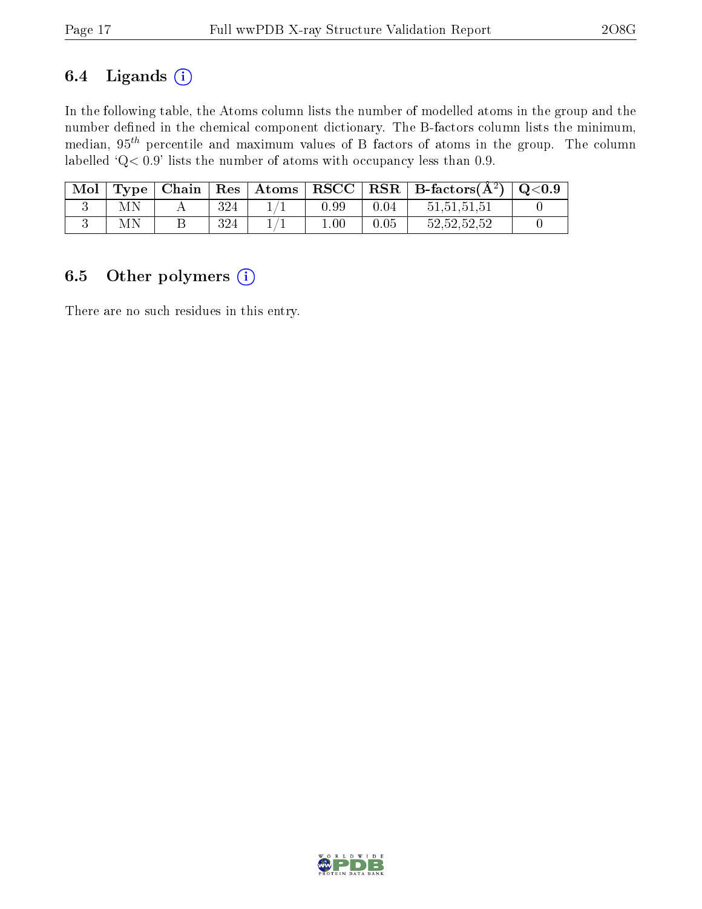### 6.4 Ligands (i)

In the following table, the Atoms column lists the number of modelled atoms in the group and the number defined in the chemical component dictionary. The B-factors column lists the minimum, median, $95^{th}$ percentile and maximum values of B factors of atoms in the group. The column labelled 'Q< 0.9' lists the number of atoms with occupancy less than 0.9.

| Mol | Type | Chain | Res | Atoms | RSCC | RSR | B-factors($Å^2$) | Q<0.9 |
|---|---|---|---|---|---|---|---|---|
| 3 | MN | A | 324 | 1/1 | 0.99 | 0.04 | 51,51,51,51 | 0 |
| 3 | MN | B | 324 | 1/1 | 1.00 | 0.05 | 52,52,52,52 | 0 |

### 6.5 Other polymers (i)

There are no such residues in this entry.